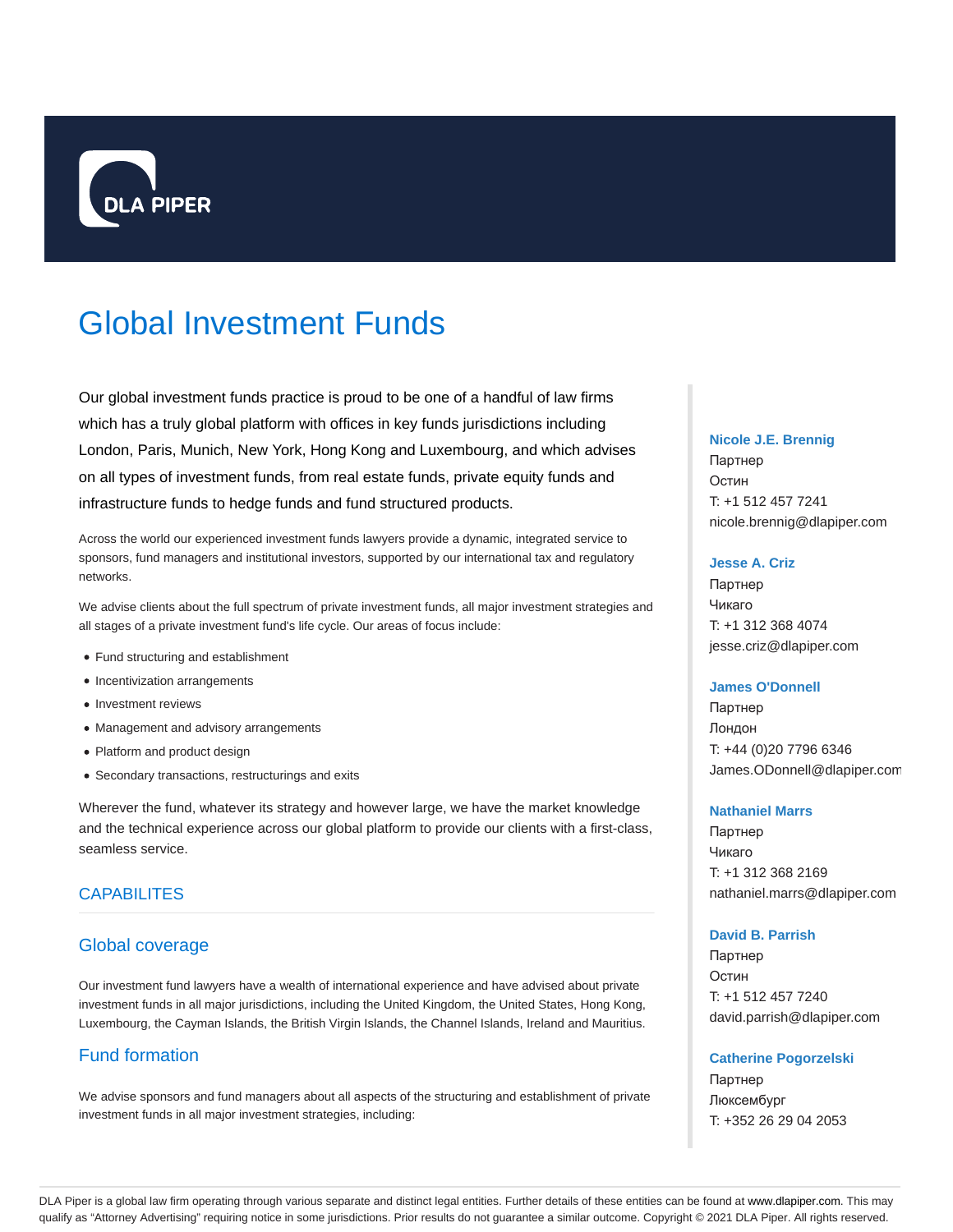# Global Investment Funds

Our global investment funds practice is proud to be one of a handful of law firms which has a truly global platform with offices in key funds jurisdictions including London, Paris, Munich, New York, Hong Kong and Luxembourg, and which advises on all types of investment funds, from real estate funds, private equity funds and infrastructure funds to hedge funds and fund structured products.

Across the world our experienced investment funds lawyers provide a dynamic, integrated service to sponsors, fund managers and institutional investors, supported by our international tax and regulatory networks.

We advise clients about the full spectrum of private investment funds, all major investment strategies and all stages of a private investment fund's life cycle. Our areas of focus include:

- Fund structuring and establishment
- Incentivization arrangements
- Investment reviews
- Management and advisory arrangements
- Platform and product design
- Secondary transactions, restructurings and exits

Wherever the fund, whatever its strategy and however large, we have the market knowledge and the technical experience across our global platform to provide our clients with a first-class, seamless service.

## CAPABILITES

### Global coverage

Our investment fund lawyers have a wealth of international experience and have advised about private investment funds in all major jurisdictions, including the United Kingdom, the United States, Hong Kong, Luxembourg, the Cayman Islands, the British Virgin Islands, the Channel Islands, Ireland and Mauritius.

### Fund formation

We advise sponsors and fund managers about all aspects of the structuring and establishment of private investment funds in all major investment strategies, including:

**Nicole J.E. Brennig**
Партнер
Остин
T: +1 512 457 7241
nicole.brennig@dlapiper.com

**Jesse A. Criz**
Партнер
Чикаго
T: +1 312 368 4074
jesse.criz@dlapiper.com

**James O'Donnell**
Партнер
Лондон
T: +44 (0)20 7796 6346
James.ODonnell@dlapiper.com

**Nathaniel Marrs**
Партнер
Чикаго
T: +1 312 368 2169
nathaniel.marrs@dlapiper.com

**David B. Parrish**
Партнер
Остин
T: +1 512 457 7240
david.parrish@dlapiper.com

**Catherine Pogorzelski**
Партнер
Люксембург
T: +352 26 29 04 2053

DLA Piper is a global law firm operating through various separate and distinct legal entities. Further details of these entities can be found at www.dlapiper.com. This may qualify as "Attorney Advertising" requiring notice in some jurisdictions. Prior results do not guarantee a similar outcome. Copyright © 2021 DLA Piper. All rights reserved.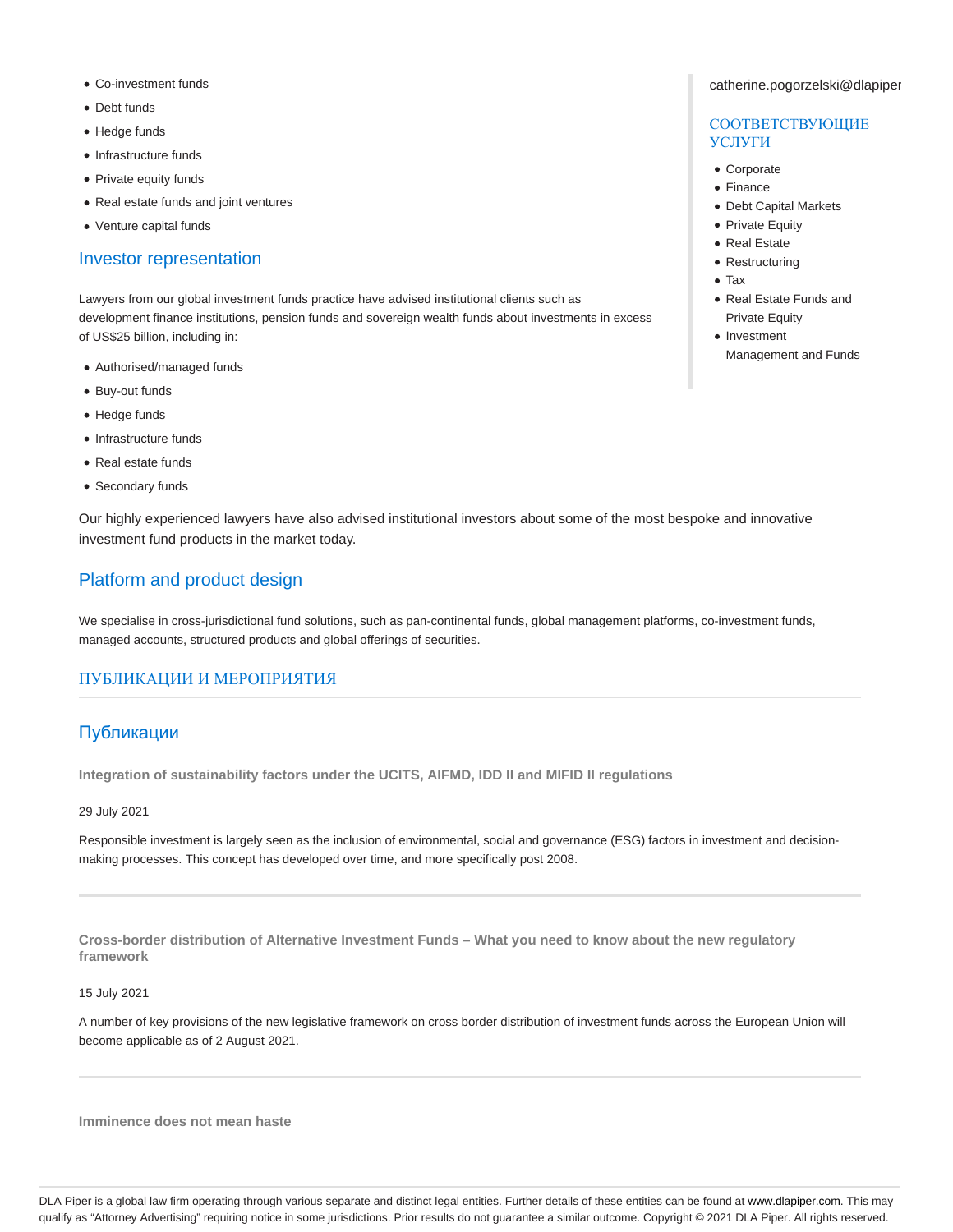- Co-investment funds
- Debt funds
- Hedge funds
- Infrastructure funds
- Private equity funds
- Real estate funds and joint ventures
- Venture capital funds

## Investor representation

Lawyers from our global investment funds practice have advised institutional clients such as development finance institutions, pension funds and sovereign wealth funds about investments in excess of US$25 billion, including in:

- Authorised/managed funds
- Buy-out funds
- Hedge funds
- Infrastructure funds
- Real estate funds
- Secondary funds

Our highly experienced lawyers have also advised institutional investors about some of the most bespoke and innovative investment fund products in the market today.

## Platform and product design

We specialise in cross-jurisdictional fund solutions, such as pan-continental funds, global management platforms, co-investment funds, managed accounts, structured products and global offerings of securities.

catherine.pogorzelski@dlapiper

## СООТВЕТСТВУЮЩИЕ УСЛУГИ

- Corporate
- Finance
- Debt Capital Markets
- Private Equity
- Real Estate
- Restructuring
- Tax
- Real Estate Funds and Private Equity
- Investment Management and Funds

## ПУБЛИКАЦИИ И МЕРОПРИЯТИЯ

## Публикации

**Integration of sustainability factors under the UCITS, AIFMD, IDD II and MIFID II regulations**

29 July 2021

Responsible investment is largely seen as the inclusion of environmental, social and governance (ESG) factors in investment and decision-making processes. This concept has developed over time, and more specifically post 2008.

---

**Cross-border distribution of Alternative Investment Funds – What you need to know about the new regulatory framework**

15 July 2021

A number of key provisions of the new legislative framework on cross border distribution of investment funds across the European Union will become applicable as of 2 August 2021.

---

**Imminence does not mean haste**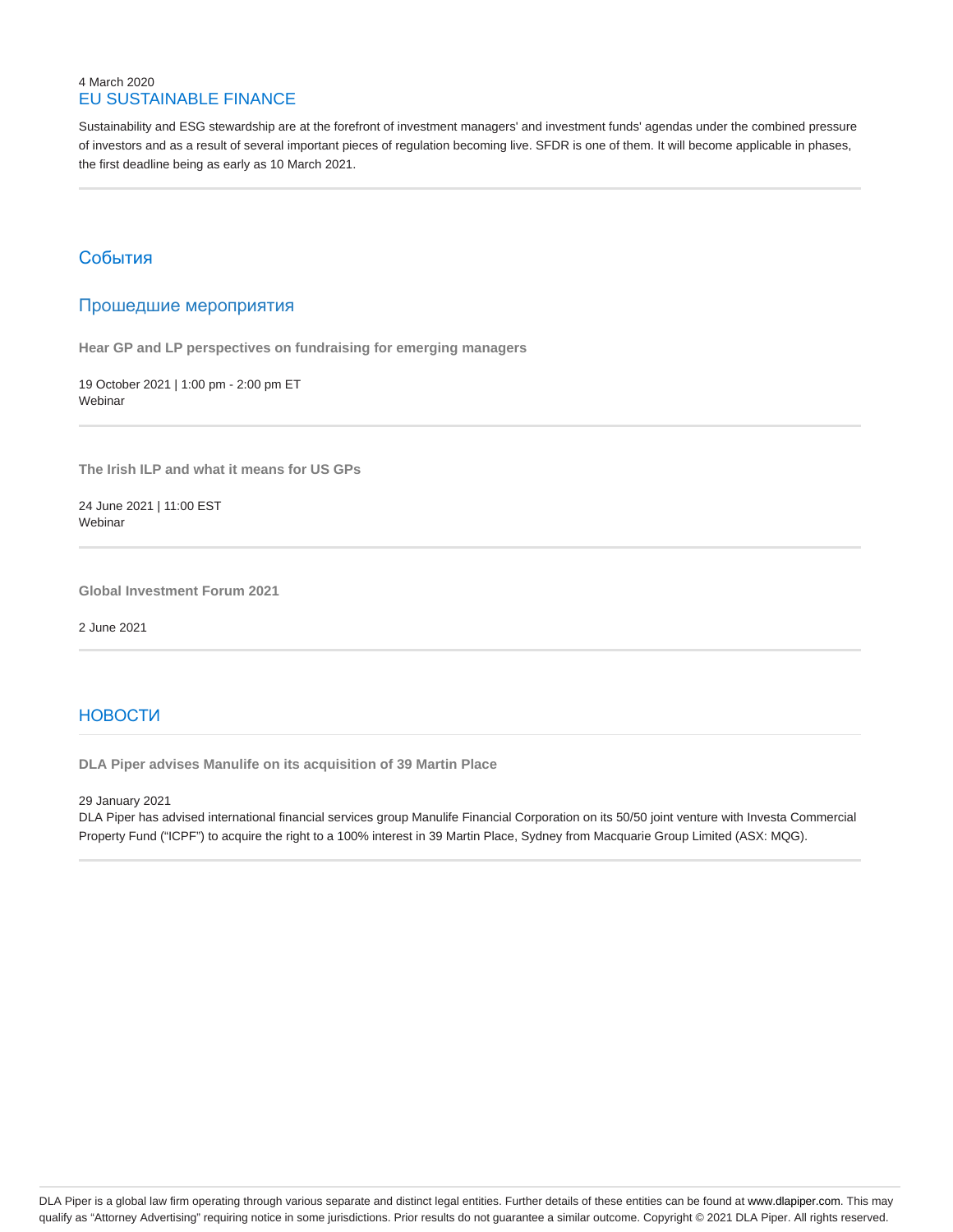4 March 2020

### EU SUSTAINABLE FINANCE

Sustainability and ESG stewardship are at the forefront of investment managers' and investment funds' agendas under the combined pressure of investors and as a result of several important pieces of regulation becoming live. SFDR is one of them. It will become applicable in phases, the first deadline being as early as 10 March 2021.

---

## События

### Прошедшие мероприятия

**Hear GP and LP perspectives on fundraising for emerging managers**

19 October 2021 | 1:00 pm - 2:00 pm ET
Webinar

---

**The Irish ILP and what it means for US GPs**

24 June 2021 | 11:00 EST
Webinar

---

**Global Investment Forum 2021**

2 June 2021

---

## НОВОСТИ

**DLA Piper advises Manulife on its acquisition of 39 Martin Place**

29 January 2021
DLA Piper has advised international financial services group Manulife Financial Corporation on its 50/50 joint venture with Investa Commercial Property Fund ("ICPF") to acquire the right to a 100% interest in 39 Martin Place, Sydney from Macquarie Group Limited (ASX: MQG).

---

DLA Piper is a global law firm operating through various separate and distinct legal entities. Further details of these entities can be found at www.dlapiper.com. This may qualify as "Attorney Advertising" requiring notice in some jurisdictions. Prior results do not guarantee a similar outcome. Copyright © 2021 DLA Piper. All rights reserved.